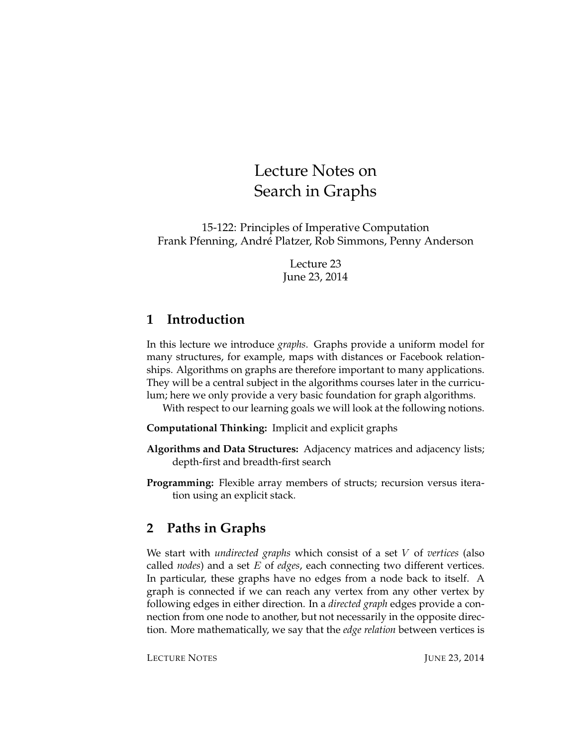# Lecture Notes on Search in Graphs

15-122: Principles of Imperative Computation
Frank Pfenning, André Platzer, Rob Simmons, Penny Anderson

Lecture 23
June 23, 2014

## 1 Introduction

In this lecture we introduce *graphs*. Graphs provide a uniform model for many structures, for example, maps with distances or Facebook relationships. Algorithms on graphs are therefore important to many applications. They will be a central subject in the algorithms courses later in the curriculum; here we only provide a very basic foundation for graph algorithms.

With respect to our learning goals we will look at the following notions.

**Computational Thinking:** Implicit and explicit graphs

**Algorithms and Data Structures:** Adjacency matrices and adjacency lists; depth-first and breadth-first search

**Programming:** Flexible array members of structs; recursion versus iteration using an explicit stack.

## 2 Paths in Graphs

We start with *undirected graphs* which consist of a set $V$ of *vertices* (also called *nodes*) and a set $E$ of *edges*, each connecting two different vertices. In particular, these graphs have no edges from a node back to itself. A graph is connected if we can reach any vertex from any other vertex by following edges in either direction. In a *directed graph* edges provide a connection from one node to another, but not necessarily in the opposite direction. More mathematically, we say that the *edge relation* between vertices is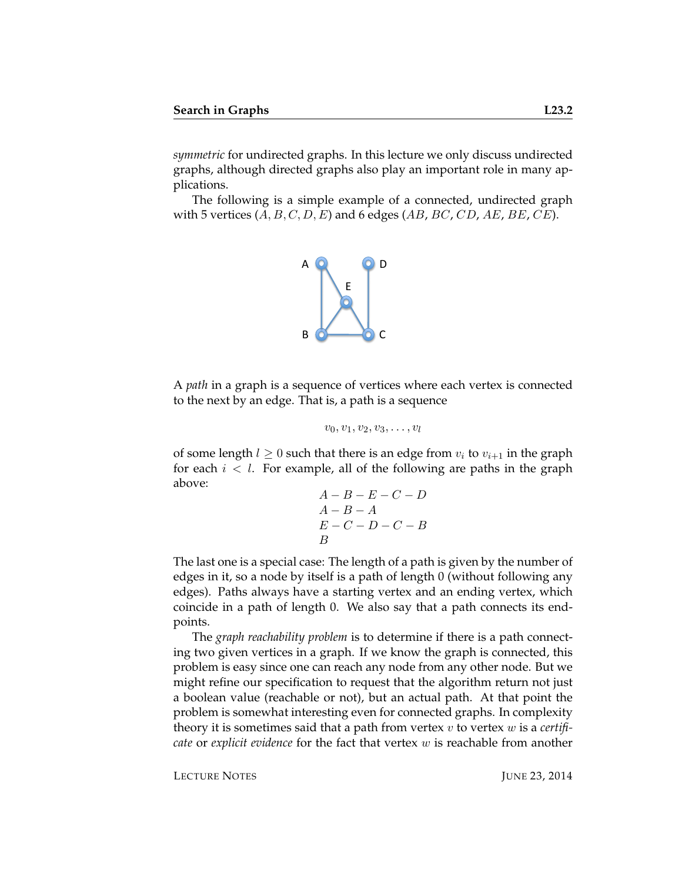*symmetric* for undirected graphs. In this lecture we only discuss undirected graphs, although directed graphs also play an important role in many applications.

The following is a simple example of a connected, undirected graph with 5 vertices ($A, B, C, D, E$) and 6 edges ($AB$, $BC$, $CD$, $AE$, $BE$, $CE$).

A *path* in a graph is a sequence of vertices where each vertex is connected to the next by an edge. That is, a path is a sequence

$$v_0, v_1, v_2, v_3, \ldots, v_l$$

of some length $l \geq 0$ such that there is an edge from $v_i$ to $v_{i+1}$ in the graph for each $i < l$. For example, all of the following are paths in the graph above:

$$A - B - E - C - D$$
$$A - B - A$$
$$E - C - D - C - B$$
$$B$$

The last one is a special case: The length of a path is given by the number of edges in it, so a node by itself is a path of length 0 (without following any edges). Paths always have a starting vertex and an ending vertex, which coincide in a path of length 0. We also say that a path connects its endpoints.

The *graph reachability problem* is to determine if there is a path connecting two given vertices in a graph. If we know the graph is connected, this problem is easy since one can reach any node from any other node. But we might refine our specification to request that the algorithm return not just a boolean value (reachable or not), but an actual path. At that point the problem is somewhat interesting even for connected graphs. In complexity theory it is sometimes said that a path from vertex $v$ to vertex $w$ is a *certificate* or *explicit evidence* for the fact that vertex $w$ is reachable from another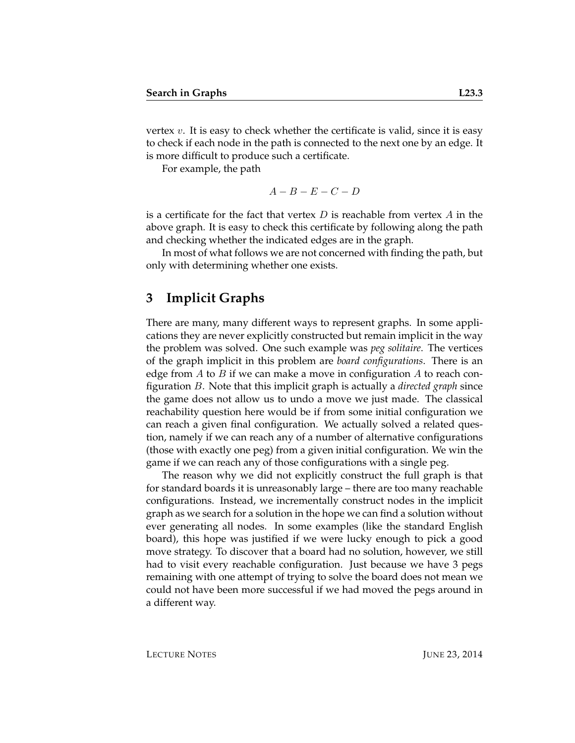vertex $v$. It is easy to check whether the certificate is valid, since it is easy to check if each node in the path is connected to the next one by an edge. It is more difficult to produce such a certificate.

For example, the path

$$A - B - E - C - D$$

is a certificate for the fact that vertex $D$ is reachable from vertex $A$ in the above graph. It is easy to check this certificate by following along the path and checking whether the indicated edges are in the graph.

In most of what follows we are not concerned with finding the path, but only with determining whether one exists.

## 3 Implicit Graphs

There are many, many different ways to represent graphs. In some applications they are never explicitly constructed but remain implicit in the way the problem was solved. One such example was *peg solitaire*. The vertices of the graph implicit in this problem are *board configurations*. There is an edge from $A$ to $B$ if we can make a move in configuration $A$ to reach configuration $B$. Note that this implicit graph is actually a *directed graph* since the game does not allow us to undo a move we just made. The classical reachability question here would be if from some initial configuration we can reach a given final configuration. We actually solved a related question, namely if we can reach any of a number of alternative configurations (those with exactly one peg) from a given initial configuration. We win the game if we can reach any of those configurations with a single peg.

The reason why we did not explicitly construct the full graph is that for standard boards it is unreasonably large – there are too many reachable configurations. Instead, we incrementally construct nodes in the implicit graph as we search for a solution in the hope we can find a solution without ever generating all nodes. In some examples (like the standard English board), this hope was justified if we were lucky enough to pick a good move strategy. To discover that a board had no solution, however, we still had to visit every reachable configuration. Just because we have 3 pegs remaining with one attempt of trying to solve the board does not mean we could not have been more successful if we had moved the pegs around in a different way.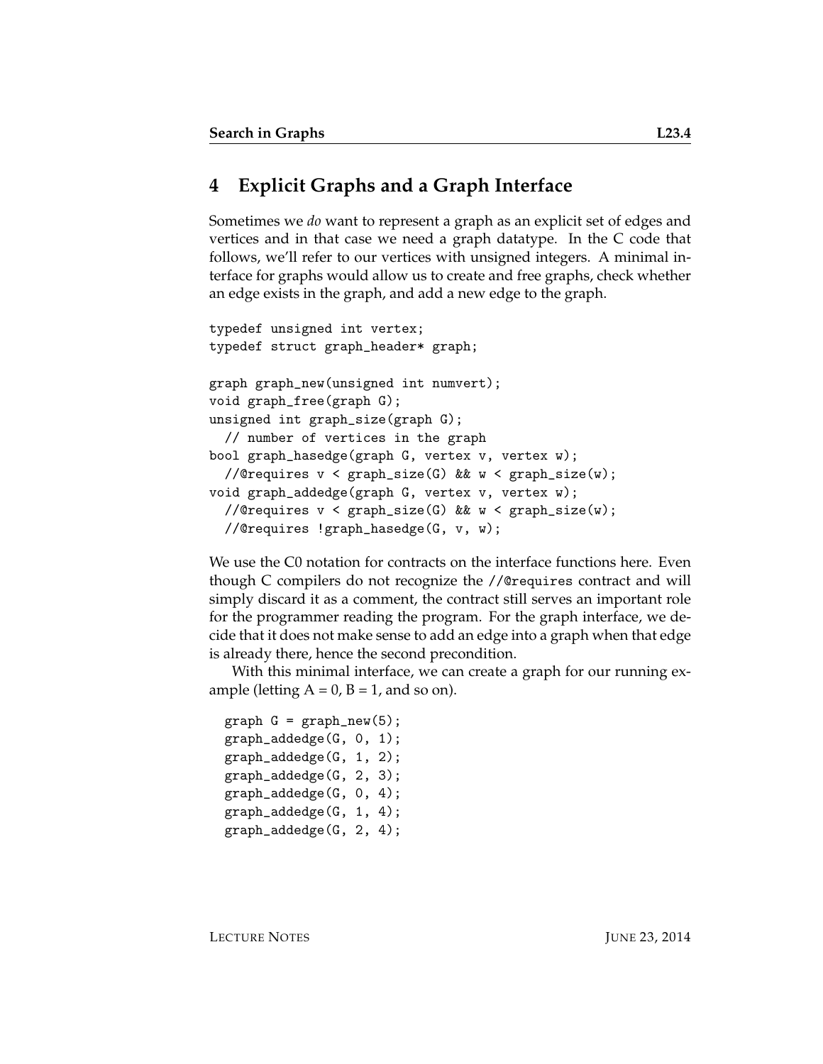## 4 Explicit Graphs and a Graph Interface

Sometimes we *do* want to represent a graph as an explicit set of edges and vertices and in that case we need a graph datatype. In the C code that follows, we'll refer to our vertices with unsigned integers. A minimal interface for graphs would allow us to create and free graphs, check whether an edge exists in the graph, and add a new edge to the graph.

```
typedef unsigned int vertex;
typedef struct graph_header* graph;

graph graph_new(unsigned int numvert);
void graph_free(graph G);
unsigned int graph_size(graph G);
  // number of vertices in the graph
bool graph_hasedge(graph G, vertex v, vertex w);
  //@requires v < graph_size(G) && w < graph_size(w);
void graph_addedge(graph G, vertex v, vertex w);
  //@requires v < graph_size(G) && w < graph_size(w);
  //@requires !graph_hasedge(G, v, w);
```

We use the C0 notation for contracts on the interface functions here. Even though C compilers do not recognize the `//@requires` contract and will simply discard it as a comment, the contract still serves an important role for the programmer reading the program. For the graph interface, we decide that it does not make sense to add an edge into a graph when that edge is already there, hence the second precondition.

With this minimal interface, we can create a graph for our running example (letting A = 0, B = 1, and so on).

```
graph G = graph_new(5);
graph_addedge(G, 0, 1);
graph_addedge(G, 1, 2);
graph_addedge(G, 2, 3);
graph_addedge(G, 0, 4);
graph_addedge(G, 1, 4);
graph_addedge(G, 2, 4);
```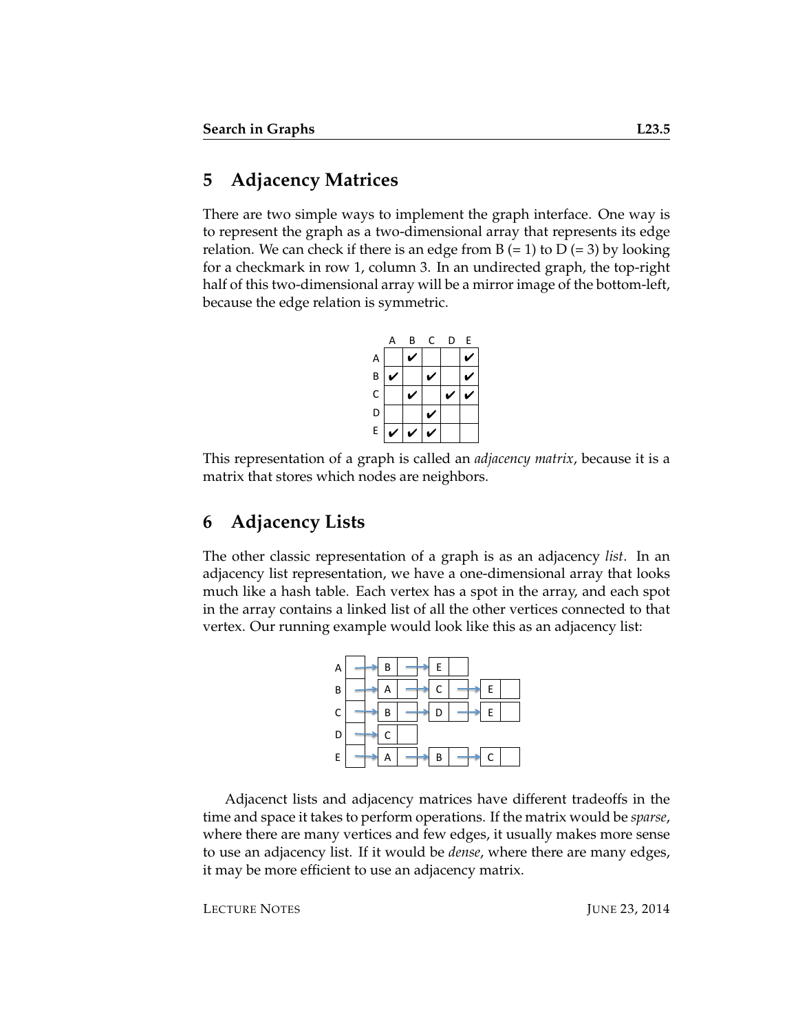## 5 Adjacency Matrices

There are two simple ways to implement the graph interface. One way is to represent the graph as a two-dimensional array that represents its edge relation. We can check if there is an edge from B (= 1) to D (= 3) by looking for a checkmark in row 1, column 3. In an undirected graph, the top-right half of this two-dimensional array will be a mirror image of the bottom-left, because the edge relation is symmetric.

| | A | B | C | D | E |
|---|---|---|---|---|---|
| A | | ✔ | | | ✔ |
| B | ✔ | | ✔ | | ✔ |
| C | | ✔ | | ✔ | ✔ |
| D | | | ✔ | | |
| E | ✔ | ✔ | ✔ | | |

This representation of a graph is called an *adjacency matrix*, because it is a matrix that stores which nodes are neighbors.

## 6 Adjacency Lists

The other classic representation of a graph is as an adjacency *list*. In an adjacency list representation, we have a one-dimensional array that looks much like a hash table. Each vertex has a spot in the array, and each spot in the array contains a linked list of all the other vertices connected to that vertex. Our running example would look like this as an adjacency list:

```
A → B → E
B → A → C → E
C → B → D → E
D → C
E → A → B → C
```

Adjacenct lists and adjacency matrices have different tradeoffs in the time and space it takes to perform operations. If the matrix would be *sparse*, where there are many vertices and few edges, it usually makes more sense to use an adjacency list. If it would be *dense*, where there are many edges, it may be more efficient to use an adjacency matrix.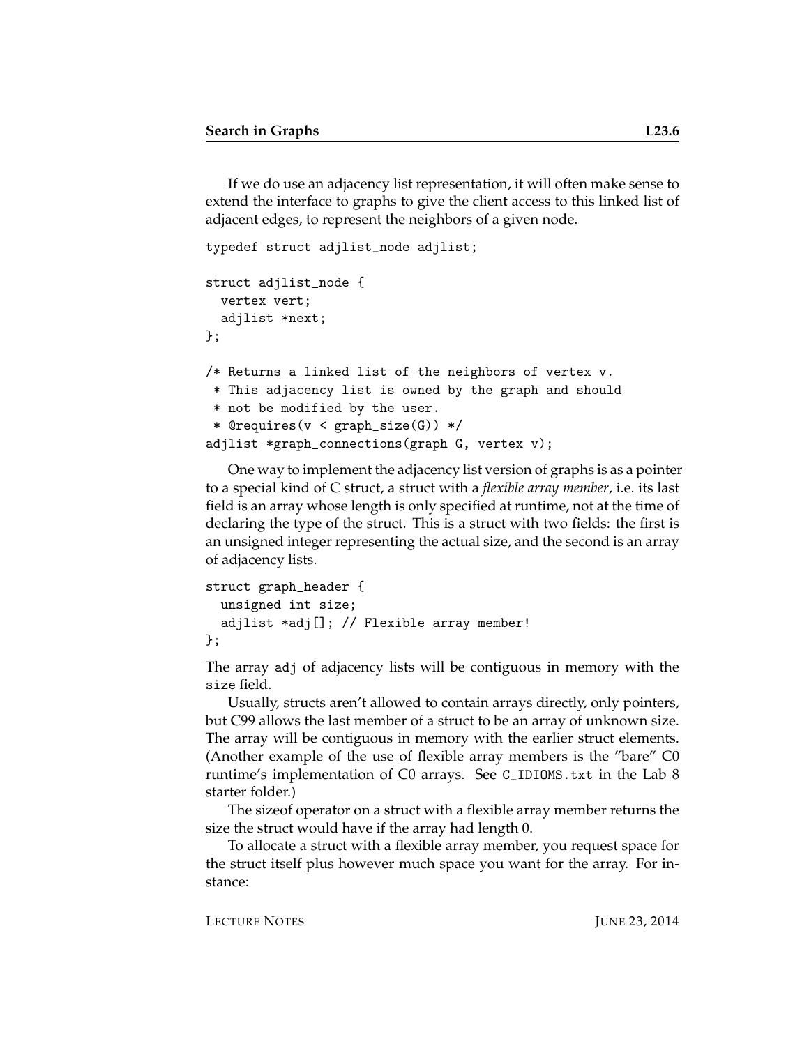If we do use an adjacency list representation, it will often make sense to extend the interface to graphs to give the client access to this linked list of adjacent edges, to represent the neighbors of a given node.

```
typedef struct adjlist_node adjlist;

struct adjlist_node {
  vertex vert;
  adjlist *next;
};

/* Returns a linked list of the neighbors of vertex v.
 * This adjacency list is owned by the graph and should
 * not be modified by the user.
 * @requires(v < graph_size(G)) */
adjlist *graph_connections(graph G, vertex v);
```

One way to implement the adjacency list version of graphs is as a pointer to a special kind of C struct, a struct with a *flexible array member*, i.e. its last field is an array whose length is only specified at runtime, not at the time of declaring the type of the struct. This is a struct with two fields: the first is an unsigned integer representing the actual size, and the second is an array of adjacency lists.

```
struct graph_header {
  unsigned int size;
  adjlist *adj[]; // Flexible array member!
};
```

The array `adj` of adjacency lists will be contiguous in memory with the `size` field.

Usually, structs aren't allowed to contain arrays directly, only pointers, but C99 allows the last member of a struct to be an array of unknown size. The array will be contiguous in memory with the earlier struct elements. (Another example of the use of flexible array members is the "bare" C0 runtime's implementation of C0 arrays. See `C_IDIOMS.txt` in the Lab 8 starter folder.)

The sizeof operator on a struct with a flexible array member returns the size the struct would have if the array had length 0.

To allocate a struct with a flexible array member, you request space for the struct itself plus however much space you want for the array. For instance: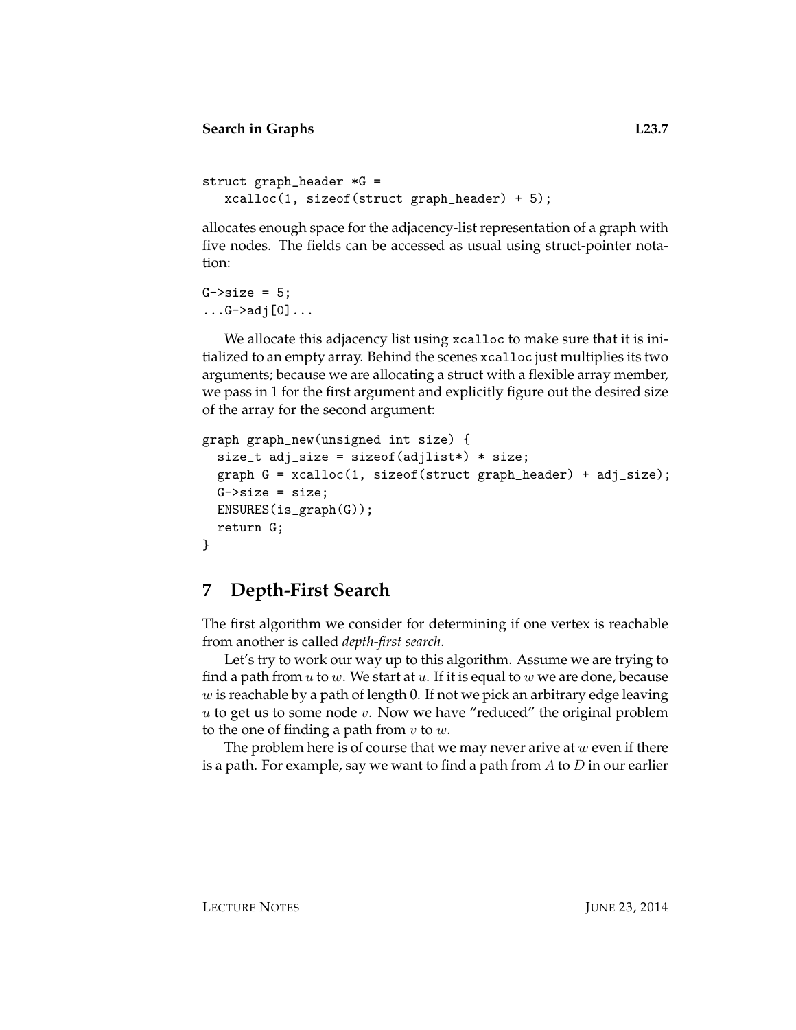```
struct graph_header *G =
   xcalloc(1, sizeof(struct graph_header) + 5);
```

allocates enough space for the adjacency-list representation of a graph with five nodes. The fields can be accessed as usual using struct-pointer notation:

```
G->size = 5;
...G->adj[0]...
```

We allocate this adjacency list using `xcalloc` to make sure that it is initialized to an empty array. Behind the scenes `xcalloc` just multiplies its two arguments; because we are allocating a struct with a flexible array member, we pass in 1 for the first argument and explicitly figure out the desired size of the array for the second argument:

```
graph graph_new(unsigned int size) {
  size_t adj_size = sizeof(adjlist*) * size;
  graph G = xcalloc(1, sizeof(struct graph_header) + adj_size);
  G->size = size;
  ENSURES(is_graph(G));
  return G;
}
```

## 7 Depth-First Search

The first algorithm we consider for determining if one vertex is reachable from another is called *depth-first search*.

Let's try to work our way up to this algorithm. Assume we are trying to find a path from $u$ to $w$. We start at $u$. If it is equal to $w$ we are done, because $w$ is reachable by a path of length 0. If not we pick an arbitrary edge leaving $u$ to get us to some node $v$. Now we have "reduced" the original problem to the one of finding a path from $v$ to $w$.

The problem here is of course that we may never arive at $w$ even if there is a path. For example, say we want to find a path from $A$ to $D$ in our earlier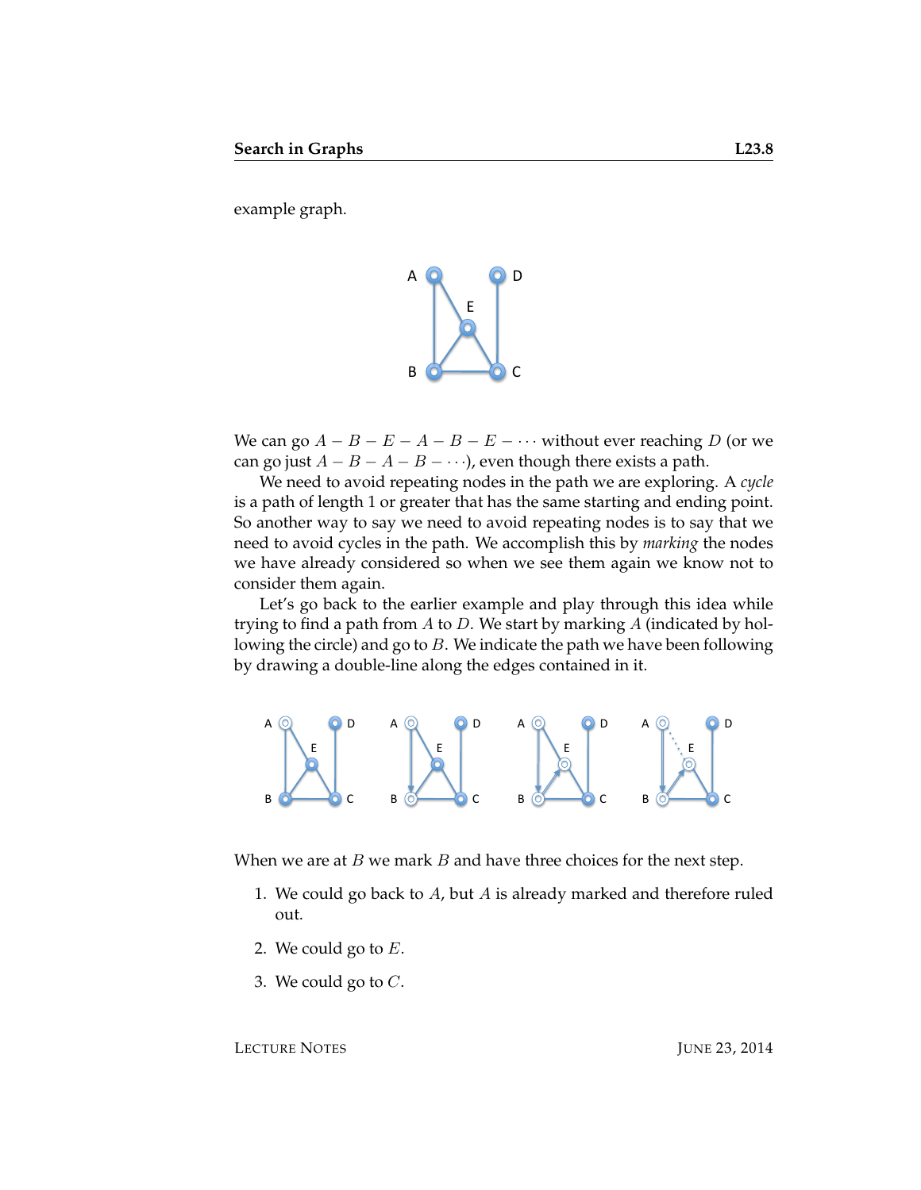example graph.

We can go $A - B - E - A - B - E - \cdots$ without ever reaching $D$ (or we can go just $A - B - A - B - \cdots$), even though there exists a path.

We need to avoid repeating nodes in the path we are exploring. A *cycle* is a path of length 1 or greater that has the same starting and ending point. So another way to say we need to avoid repeating nodes is to say that we need to avoid cycles in the path. We accomplish this by *marking* the nodes we have already considered so when we see them again we know not to consider them again.

Let's go back to the earlier example and play through this idea while trying to find a path from $A$ to $D$. We start by marking $A$ (indicated by hollowing the circle) and go to $B$. We indicate the path we have been following by drawing a double-line along the edges contained in it.

When we are at $B$ we mark $B$ and have three choices for the next step.

1. We could go back to $A$, but $A$ is already marked and therefore ruled out.
2. We could go to $E$.
3. We could go to $C$.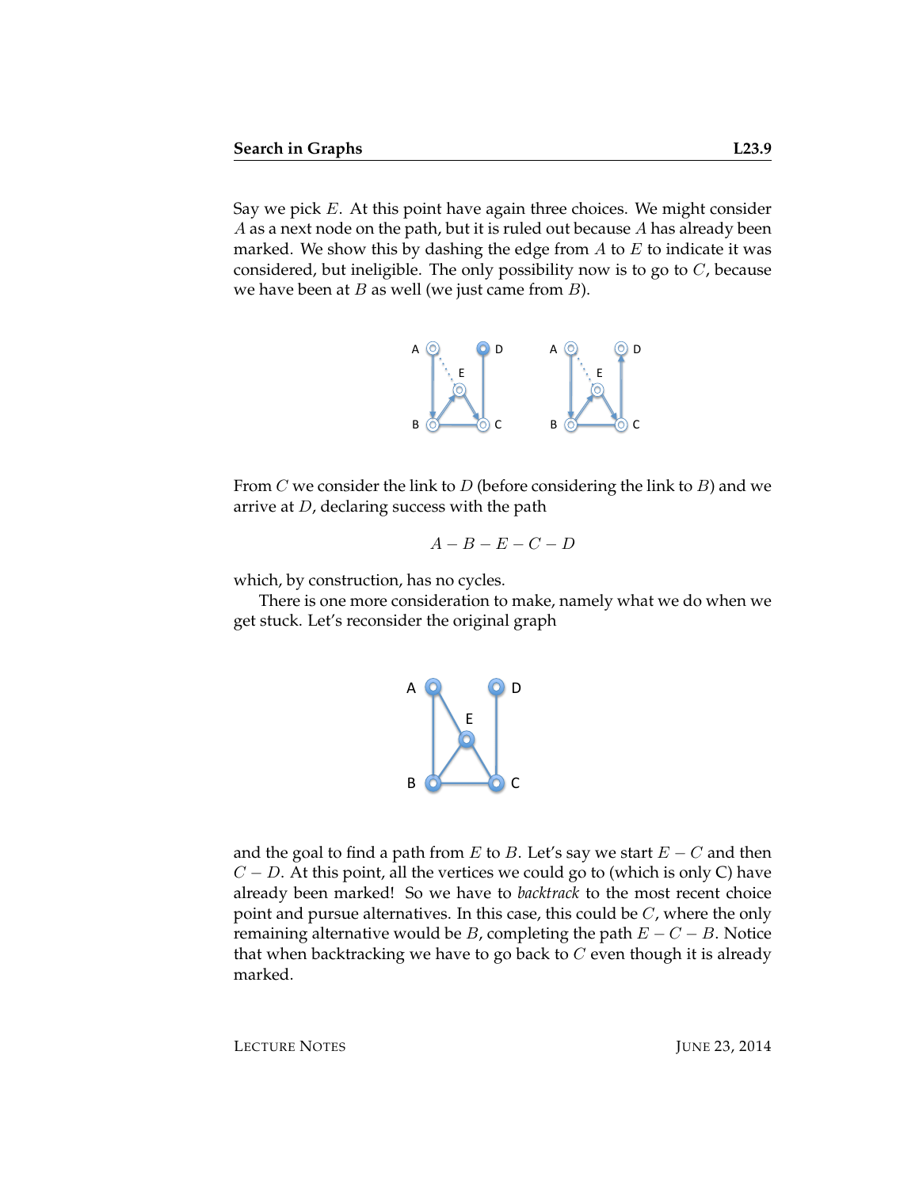Say we pick $E$. At this point have again three choices. We might consider $A$ as a next node on the path, but it is ruled out because $A$ has already been marked. We show this by dashing the edge from $A$ to $E$ to indicate it was considered, but ineligible. The only possibility now is to go to $C$, because we have been at $B$ as well (we just came from $B$).

From $C$ we consider the link to $D$ (before considering the link to $B$) and we arrive at $D$, declaring success with the path

$$A - B - E - C - D$$

which, by construction, has no cycles.

There is one more consideration to make, namely what we do when we get stuck. Let's reconsider the original graph

and the goal to find a path from $E$ to $B$. Let's say we start $E - C$ and then $C - D$. At this point, all the vertices we could go to (which is only C) have already been marked! So we have to *backtrack* to the most recent choice point and pursue alternatives. In this case, this could be $C$, where the only remaining alternative would be $B$, completing the path $E - C - B$. Notice that when backtracking we have to go back to $C$ even though it is already marked.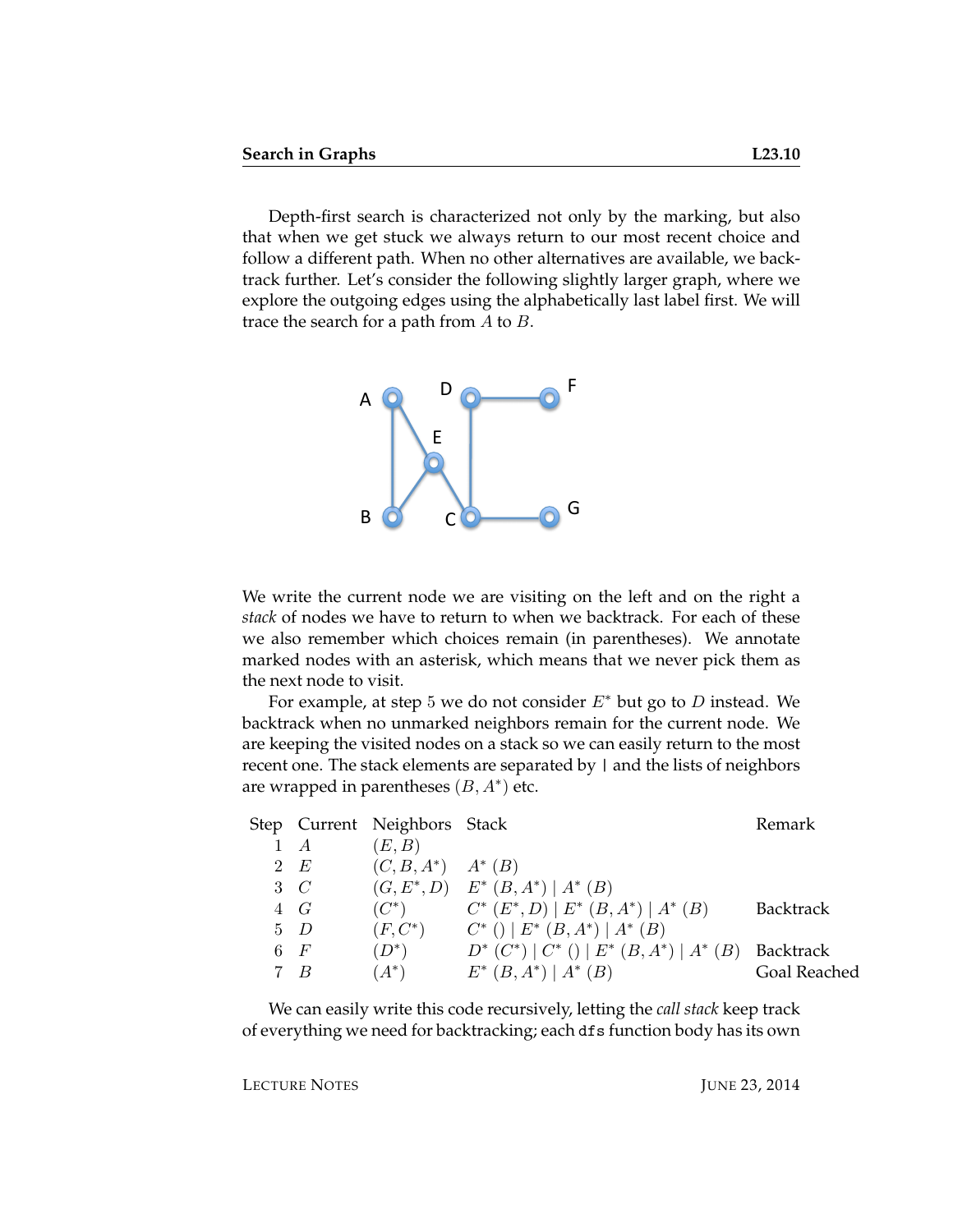Depth-first search is characterized not only by the marking, but also that when we get stuck we always return to our most recent choice and follow a different path. When no other alternatives are available, we backtrack further. Let's consider the following slightly larger graph, where we explore the outgoing edges using the alphabetically last label first. We will trace the search for a path from $A$ to $B$.

We write the current node we are visiting on the left and on the right a *stack* of nodes we have to return to when we backtrack. For each of these we also remember which choices remain (in parentheses). We annotate marked nodes with an asterisk, which means that we never pick them as the next node to visit.

For example, at step 5 we do not consider $E^*$ but go to $D$ instead. We backtrack when no unmarked neighbors remain for the current node. We are keeping the visited nodes on a stack so we can easily return to the most recent one. The stack elements are separated by | and the lists of neighbors are wrapped in parentheses $(B, A^*)$ etc.

| Step | Current | Neighbors | Stack | Remark |
|---|---|---|---|---|
| 1 | $A$ | $(E, B)$ | | |
| 2 | $E$ | $(C, B, A^*)$ | $A^*\ (B)$ | |
| 3 | $C$ | $(G, E^*, D)$ | $E^*\ (B, A^*) \mid A^*\ (B)$ | |
| 4 | $G$ | $(C^*)$ | $C^*\ (E^*, D) \mid E^*\ (B, A^*) \mid A^*\ (B)$ | Backtrack |
| 5 | $D$ | $(F, C^*)$ | $C^*\ () \mid E^*\ (B, A^*) \mid A^*\ (B)$ | |
| 6 | $F$ | $(D^*)$ | $D^*\ (C^*) \mid C^*\ () \mid E^*\ (B, A^*) \mid A^*\ (B)$ | Backtrack |
| 7 | $B$ | $(A^*)$ | $E^*\ (B, A^*) \mid A^*\ (B)$ | Goal Reached |

We can easily write this code recursively, letting the *call stack* keep track of everything we need for backtracking; each `dfs` function body has its own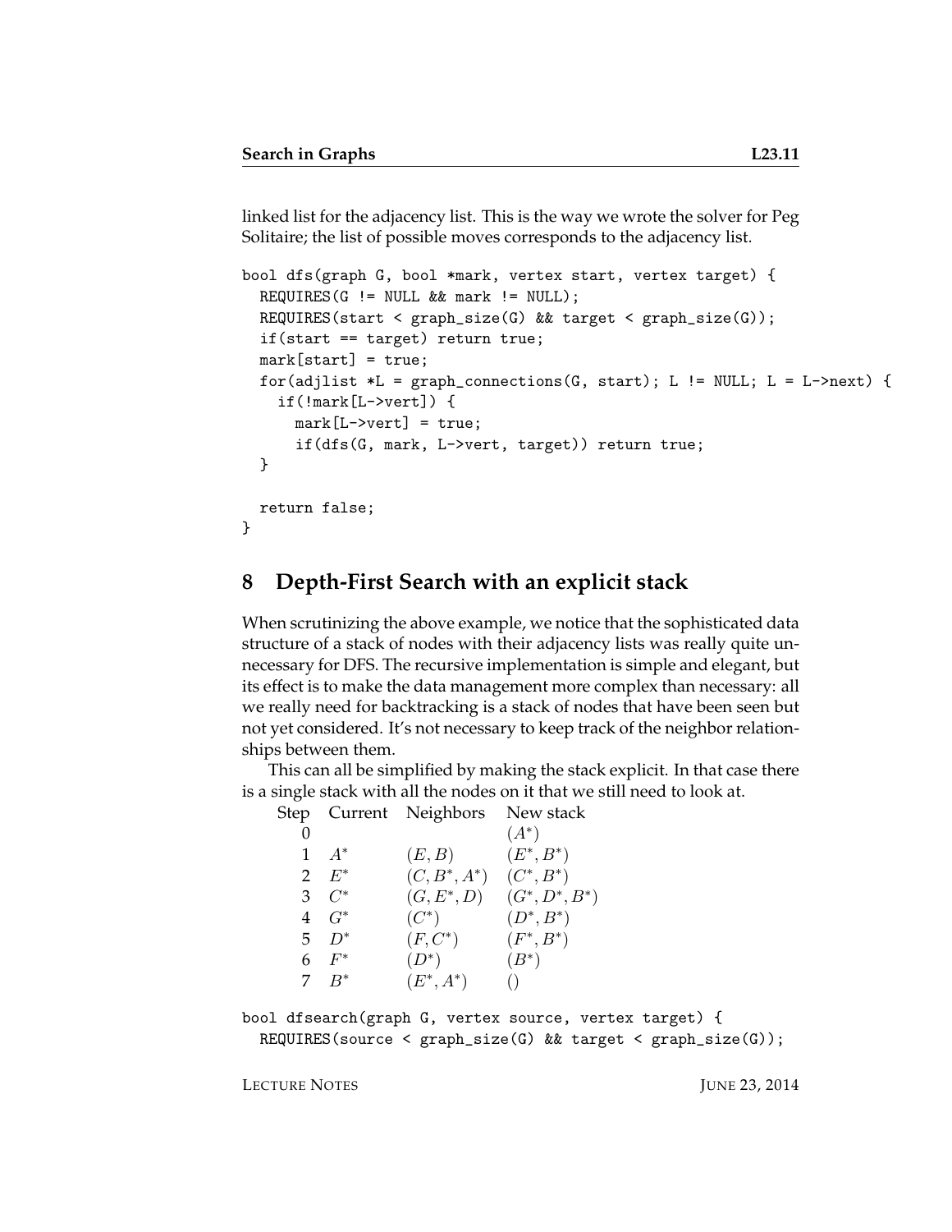linked list for the adjacency list. This is the way we wrote the solver for Peg Solitaire; the list of possible moves corresponds to the adjacency list.

```
bool dfs(graph G, bool *mark, vertex start, vertex target) {
  REQUIRES(G != NULL && mark != NULL);
  REQUIRES(start < graph_size(G) && target < graph_size(G));
  if(start == target) return true;
  mark[start] = true;
  for(adjlist *L = graph_connections(G, start); L != NULL; L = L->next) {
    if(!mark[L->vert]) {
      mark[L->vert] = true;
      if(dfs(G, mark, L->vert, target)) return true;
  }

  return false;
}
```

## 8 Depth-First Search with an explicit stack

When scrutinizing the above example, we notice that the sophisticated data structure of a stack of nodes with their adjacency lists was really quite unnecessary for DFS. The recursive implementation is simple and elegant, but its effect is to make the data management more complex than necessary: all we really need for backtracking is a stack of nodes that have been seen but not yet considered. It's not necessary to keep track of the neighbor relationships between them.

This can all be simplified by making the stack explicit. In that case there is a single stack with all the nodes on it that we still need to look at.

| Step | Current | Neighbors | New stack |
|---|---|---|---|
| 0 | | | $(A^*)$ |
| 1 | $A^*$ | $(E, B)$ | $(E^*, B^*)$ |
| 2 | $E^*$ | $(C, B^*, A^*)$ | $(C^*, B^*)$ |
| 3 | $C^*$ | $(G, E^*, D)$ | $(G^*, D^*, B^*)$ |
| 4 | $G^*$ | $(C^*)$ | $(D^*, B^*)$ |
| 5 | $D^*$ | $(F, C^*)$ | $(F^*, B^*)$ |
| 6 | $F^*$ | $(D^*)$ | $(B^*)$ |
| 7 | $B^*$ | $(E^*, A^*)$ | $()$ |

```
bool dfsearch(graph G, vertex source, vertex target) {
  REQUIRES(source < graph_size(G) && target < graph_size(G));
```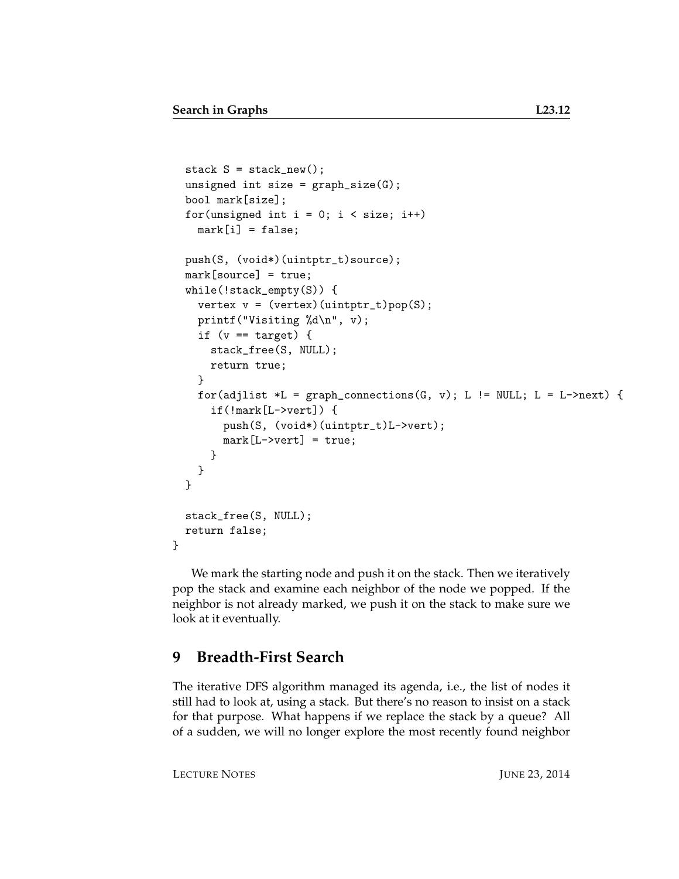```
  stack S = stack_new();
  unsigned int size = graph_size(G);
  bool mark[size];
  for(unsigned int i = 0; i < size; i++)
    mark[i] = false;

  push(S, (void*)(uintptr_t)source);
  mark[source] = true;
  while(!stack_empty(S)) {
    vertex v = (vertex)(uintptr_t)pop(S);
    printf("Visiting %d\n", v);
    if (v == target) {
      stack_free(S, NULL);
      return true;
    }
    for(adjlist *L = graph_connections(G, v); L != NULL; L = L->next) {
      if(!mark[L->vert]) {
        push(S, (void*)(uintptr_t)L->vert);
        mark[L->vert] = true;
      }
    }
  }

  stack_free(S, NULL);
  return false;
}
```

We mark the starting node and push it on the stack. Then we iteratively pop the stack and examine each neighbor of the node we popped. If the neighbor is not already marked, we push it on the stack to make sure we look at it eventually.

## 9 Breadth-First Search

The iterative DFS algorithm managed its agenda, i.e., the list of nodes it still had to look at, using a stack. But there's no reason to insist on a stack for that purpose. What happens if we replace the stack by a queue? All of a sudden, we will no longer explore the most recently found neighbor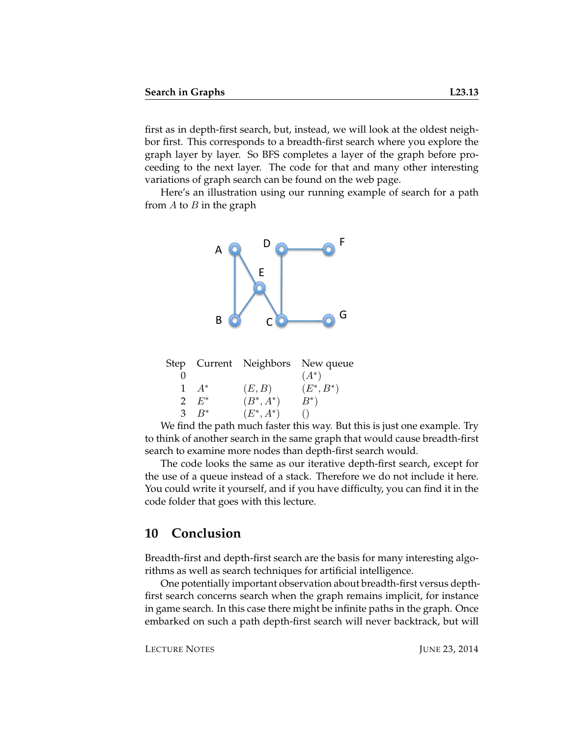first as in depth-first search, but, instead, we will look at the oldest neighbor first. This corresponds to a breadth-first search where you explore the graph layer by layer. So BFS completes a layer of the graph before proceeding to the next layer. The code for that and many other interesting variations of graph search can be found on the web page.

Here's an illustration using our running example of search for a path from $A$ to $B$ in the graph

| Step | Current | Neighbors | New queue |
|---|---|---|---|
| 0 | | | $(A^*)$ |
| 1 | $A^*$ | $(E, B)$ | $(E^*, B^*)$ |
| 2 | $E^*$ | $(B^*, A^*)$ | $B^*)$ |
| 3 | $B^*$ | $(E^*, A^*)$ | $()$ |

We find the path much faster this way. But this is just one example. Try to think of another search in the same graph that would cause breadth-first search to examine more nodes than depth-first search would.

The code looks the same as our iterative depth-first search, except for the use of a queue instead of a stack. Therefore we do not include it here. You could write it yourself, and if you have difficulty, you can find it in the code folder that goes with this lecture.

## 10 Conclusion

Breadth-first and depth-first search are the basis for many interesting algorithms as well as search techniques for artificial intelligence.

One potentially important observation about breadth-first versus depth-first search concerns search when the graph remains implicit, for instance in game search. In this case there might be infinite paths in the graph. Once embarked on such a path depth-first search will never backtrack, but will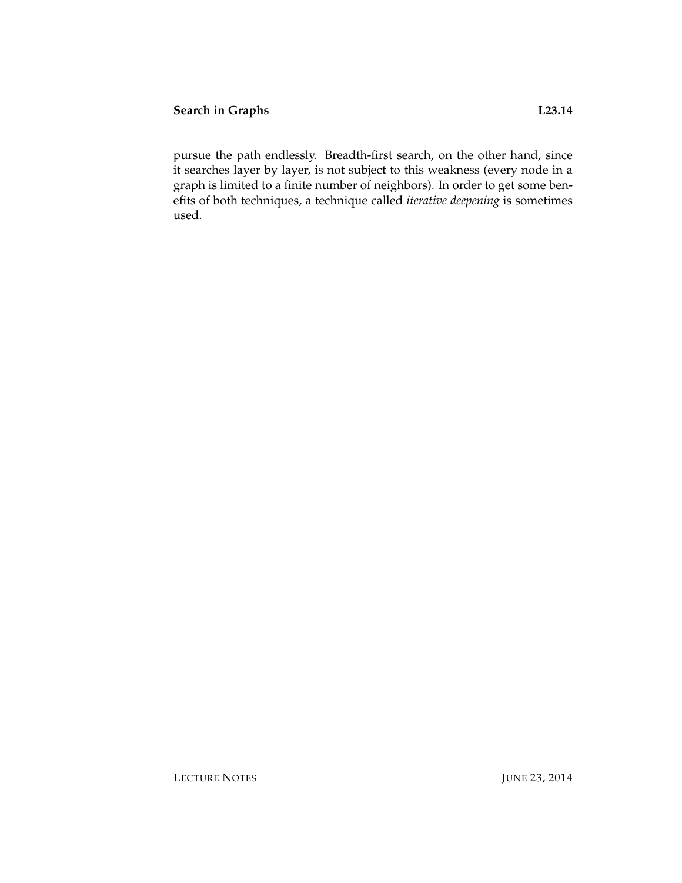pursue the path endlessly. Breadth-first search, on the other hand, since it searches layer by layer, is not subject to this weakness (every node in a graph is limited to a finite number of neighbors). In order to get some benefits of both techniques, a technique called *iterative deepening* is sometimes used.